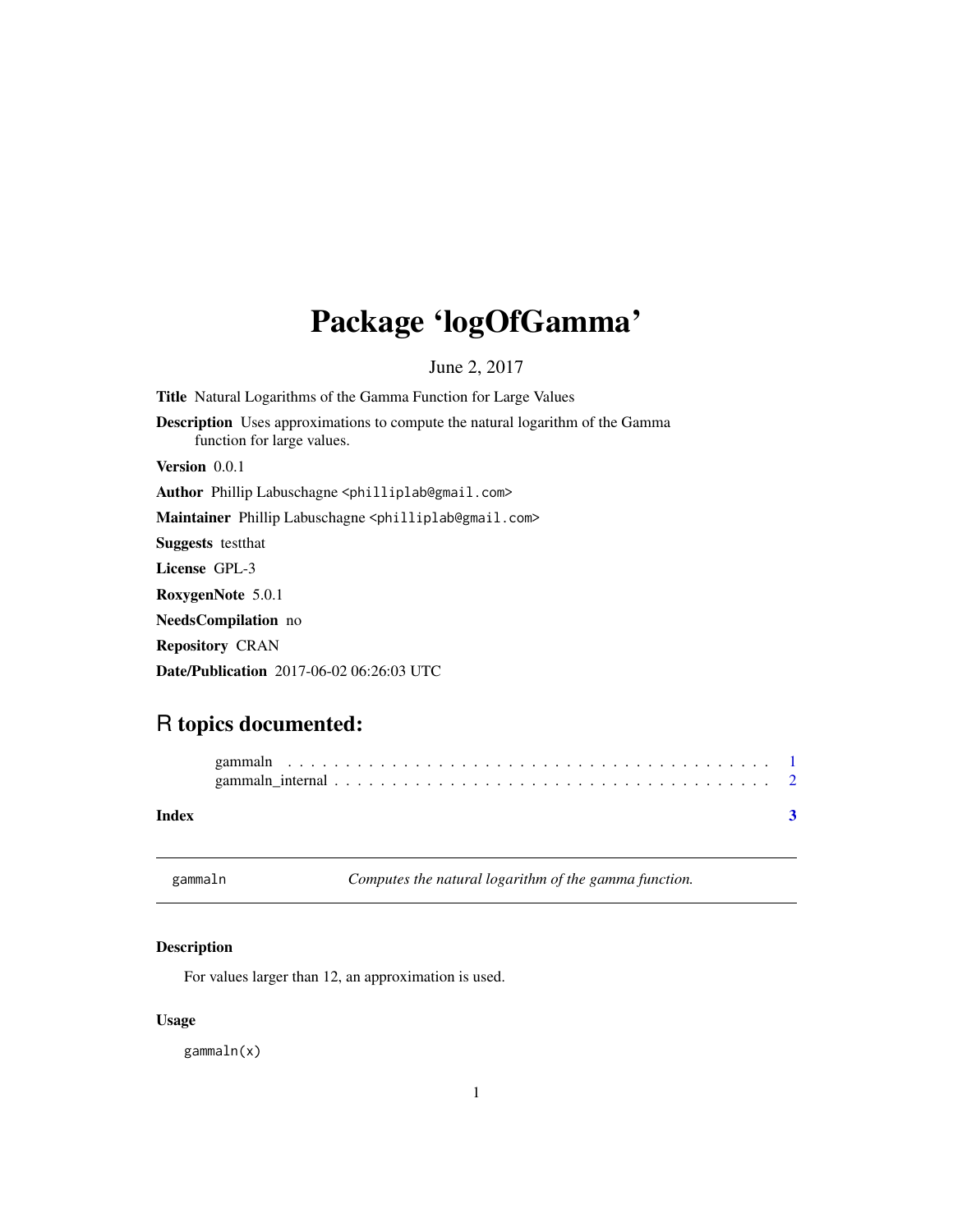# Package 'logOfGamma'

June 2, 2017

**Title** Natural Logarithms of the Gamma Function for Large Values

**Description** Uses approximations to compute the natural logarithm of the Gamma function for large values.

**Version** 0.0.1

**Author** Phillip Labuschagne <philliplab@gmail.com>

**Maintainer** Phillip Labuschagne <philliplab@gmail.com>

**Suggests** testthat

**License** GPL-3

**RoxygenNote** 5.0.1

**NeedsCompilation** no

**Repository** CRAN

**Date/Publication** 2017-06-02 06:26:03 UTC

## R topics documented:

gammaln . . . . . . . . . . . . . . . . . . . . . . . . . . . . . . . . . . . . . . . . . . 1
gammaln_internal . . . . . . . . . . . . . . . . . . . . . . . . . . . . . . . . . . . . . 2

**Index** **3**

---

`gammaln` *Computes the natural logarithm of the gamma function.*

---

### Description

For values larger than 12, an approximation is used.

### Usage

```
gammaln(x)
```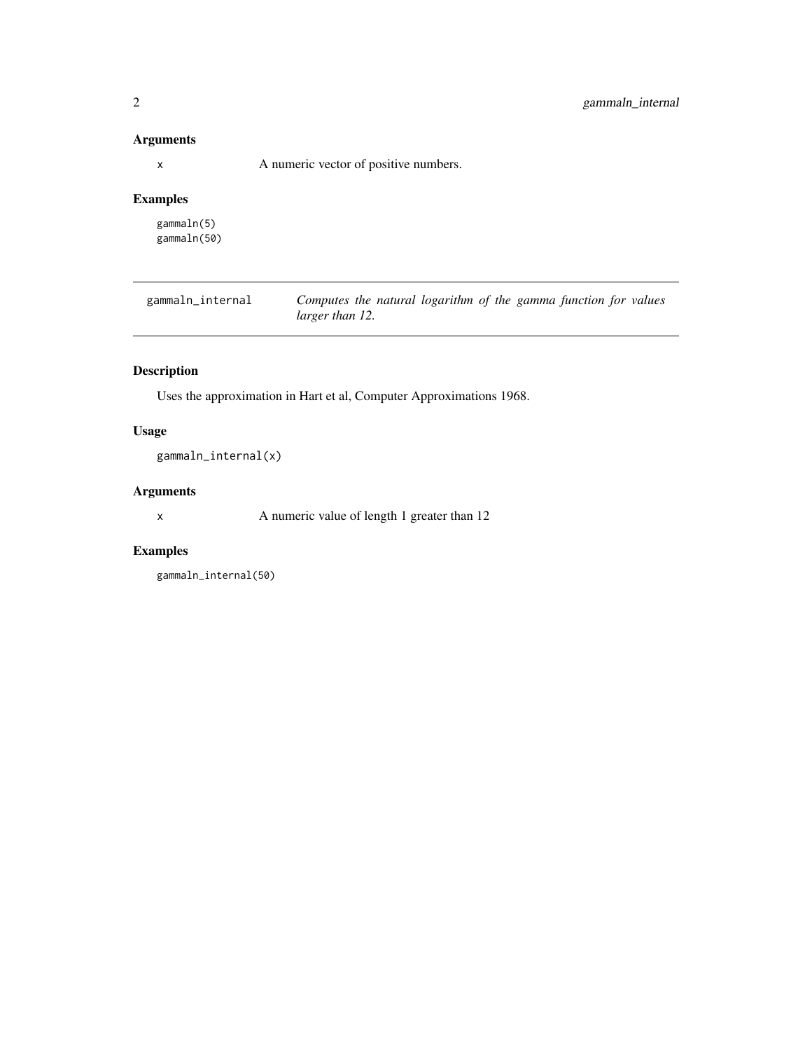### Arguments

`x` A numeric vector of positive numbers.

### Examples

```
gammaln(5)
gammaln(50)
```

---

## gammaln_internal — *Computes the natural logarithm of the gamma function for values larger than 12.*

---

### Description

Uses the approximation in Hart et al, Computer Approximations 1968.

### Usage

```
gammaln_internal(x)
```

### Arguments

`x` A numeric value of length 1 greater than 12

### Examples

```
gammaln_internal(50)
```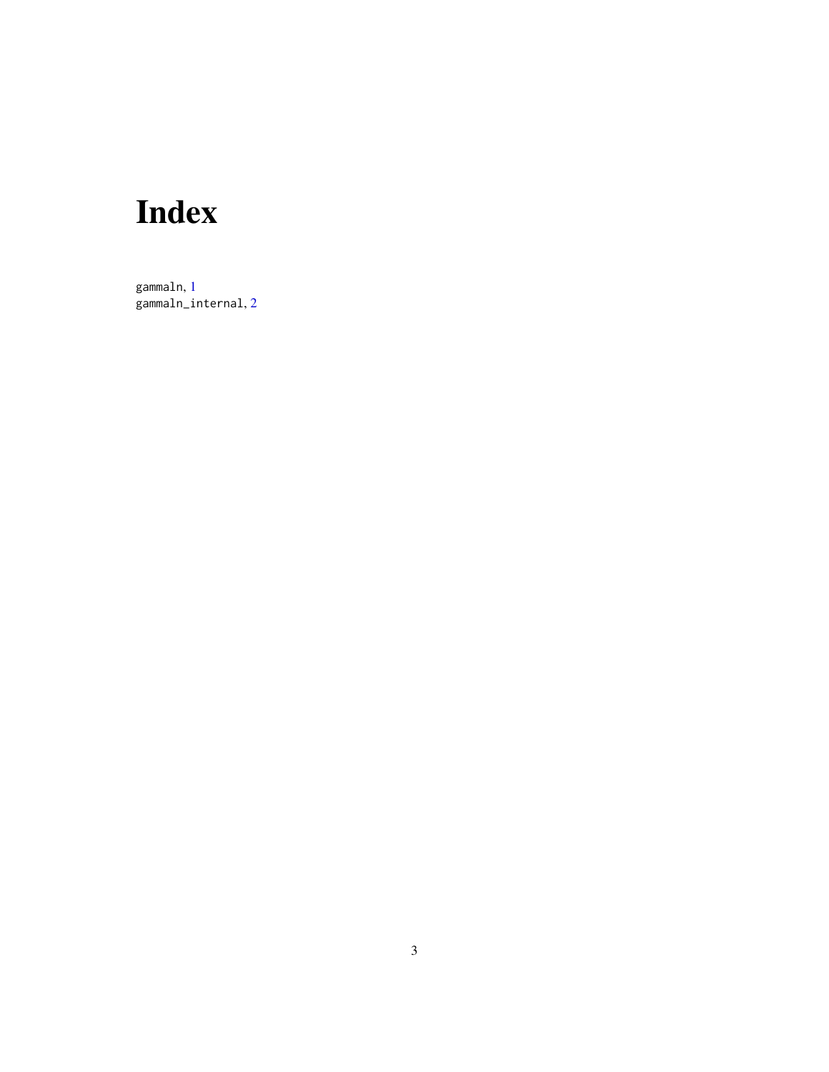# Index

gammaln, 1
gammaln_internal, 2